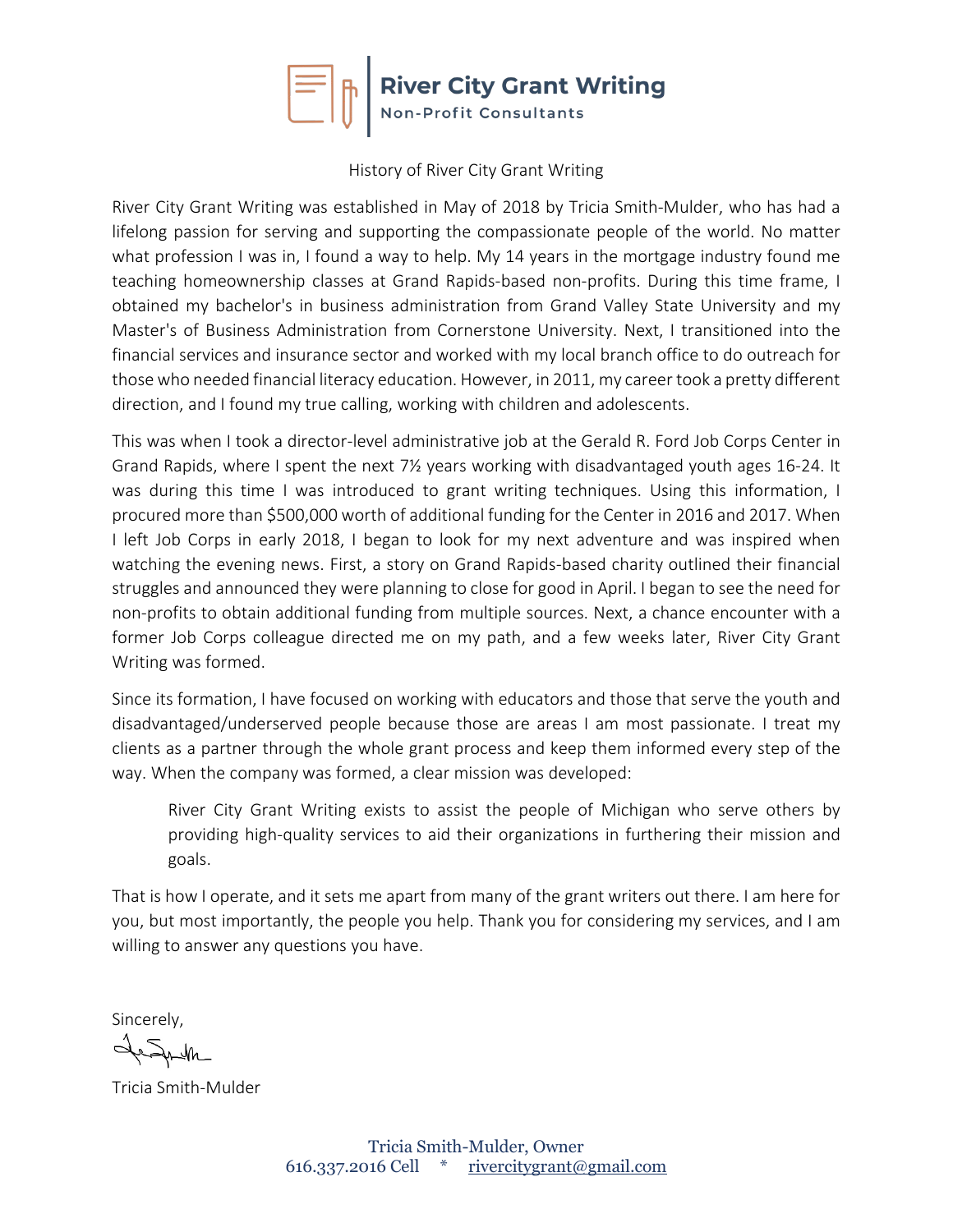# River City Grant Writing

Non-Profit Consultants

History of River City Grant Writing

River City Grant Writing was established in May of 2018 by Tricia Smith-Mulder, who has had a lifelong passion for serving and supporting the compassionate people of the world. No matter what profession I was in, I found a way to help. My 14 years in the mortgage industry found me teaching homeownership classes at Grand Rapids-based non-profits. During this time frame, I obtained my bachelor's in business administration from Grand Valley State University and my Master's of Business Administration from Cornerstone University. Next, I transitioned into the financial services and insurance sector and worked with my local branch office to do outreach for those who needed financial literacy education. However, in 2011, my career took a pretty different direction, and I found my true calling, working with children and adolescents.

This was when I took a director-level administrative job at the Gerald R. Ford Job Corps Center in Grand Rapids, where I spent the next 7½ years working with disadvantaged youth ages 16-24. It was during this time I was introduced to grant writing techniques. Using this information, I procured more than $500,000 worth of additional funding for the Center in 2016 and 2017. When I left Job Corps in early 2018, I began to look for my next adventure and was inspired when watching the evening news. First, a story on Grand Rapids-based charity outlined their financial struggles and announced they were planning to close for good in April. I began to see the need for non-profits to obtain additional funding from multiple sources. Next, a chance encounter with a former Job Corps colleague directed me on my path, and a few weeks later, River City Grant Writing was formed.

Since its formation, I have focused on working with educators and those that serve the youth and disadvantaged/underserved people because those are areas I am most passionate. I treat my clients as a partner through the whole grant process and keep them informed every step of the way. When the company was formed, a clear mission was developed:

> River City Grant Writing exists to assist the people of Michigan who serve others by providing high-quality services to aid their organizations in furthering their mission and goals.

That is how I operate, and it sets me apart from many of the grant writers out there. I am here for you, but most importantly, the people you help. Thank you for considering my services, and I am willing to answer any questions you have.

Sincerely,

Tricia Smith-Mulder

Tricia Smith-Mulder, Owner
616.337.2016 Cell * rivercitygrant@gmail.com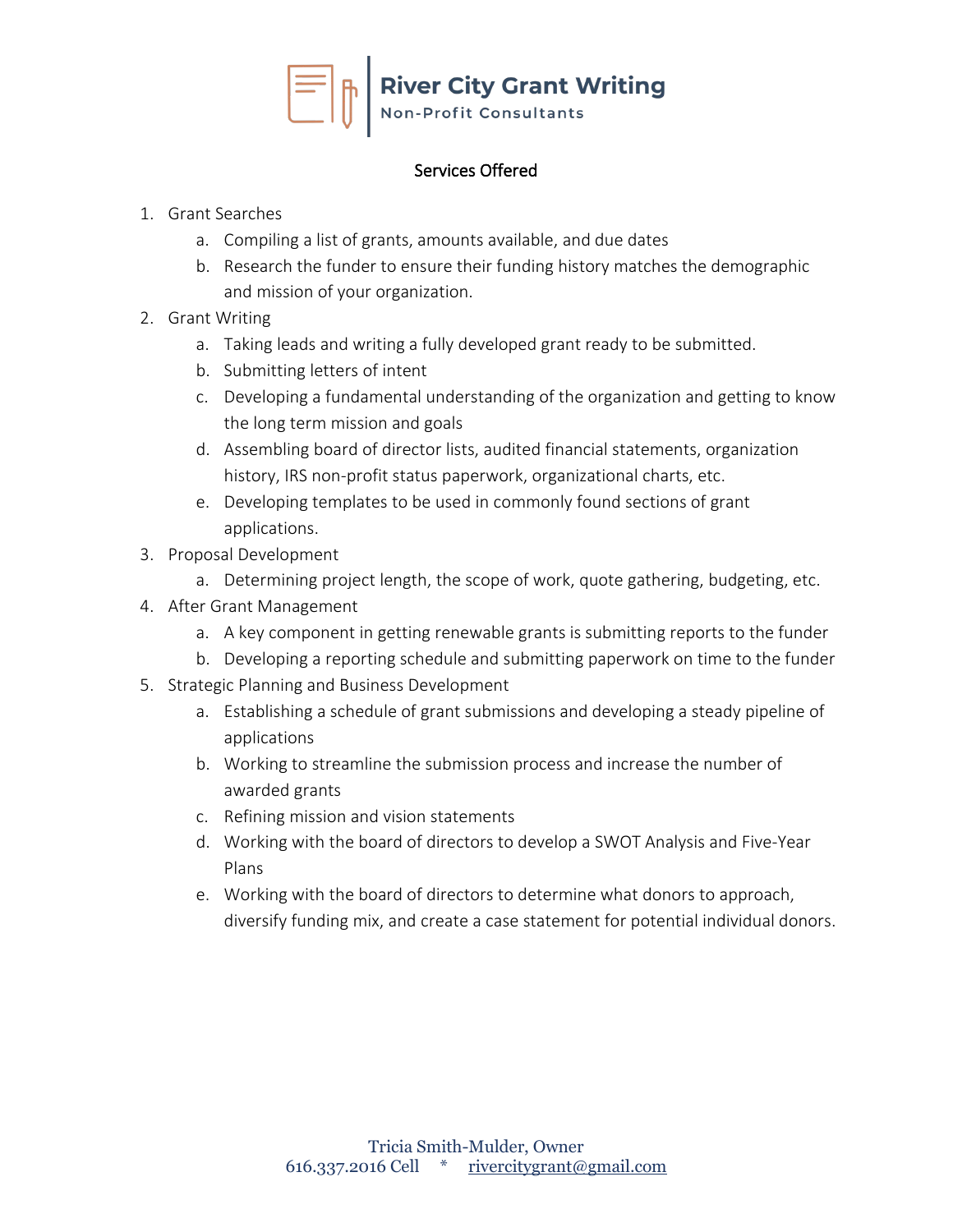# River City Grant Writing

Non-Profit Consultants

## Services Offered

1. Grant Searches
   a. Compiling a list of grants, amounts available, and due dates
   b. Research the funder to ensure their funding history matches the demographic and mission of your organization.
2. Grant Writing
   a. Taking leads and writing a fully developed grant ready to be submitted.
   b. Submitting letters of intent
   c. Developing a fundamental understanding of the organization and getting to know the long term mission and goals
   d. Assembling board of director lists, audited financial statements, organization history, IRS non-profit status paperwork, organizational charts, etc.
   e. Developing templates to be used in commonly found sections of grant applications.
3. Proposal Development
   a. Determining project length, the scope of work, quote gathering, budgeting, etc.
4. After Grant Management
   a. A key component in getting renewable grants is submitting reports to the funder
   b. Developing a reporting schedule and submitting paperwork on time to the funder
5. Strategic Planning and Business Development
   a. Establishing a schedule of grant submissions and developing a steady pipeline of applications
   b. Working to streamline the submission process and increase the number of awarded grants
   c. Refining mission and vision statements
   d. Working with the board of directors to develop a SWOT Analysis and Five-Year Plans
   e. Working with the board of directors to determine what donors to approach, diversify funding mix, and create a case statement for potential individual donors.

Tricia Smith-Mulder, Owner
616.337.2016 Cell * rivercitygrant@gmail.com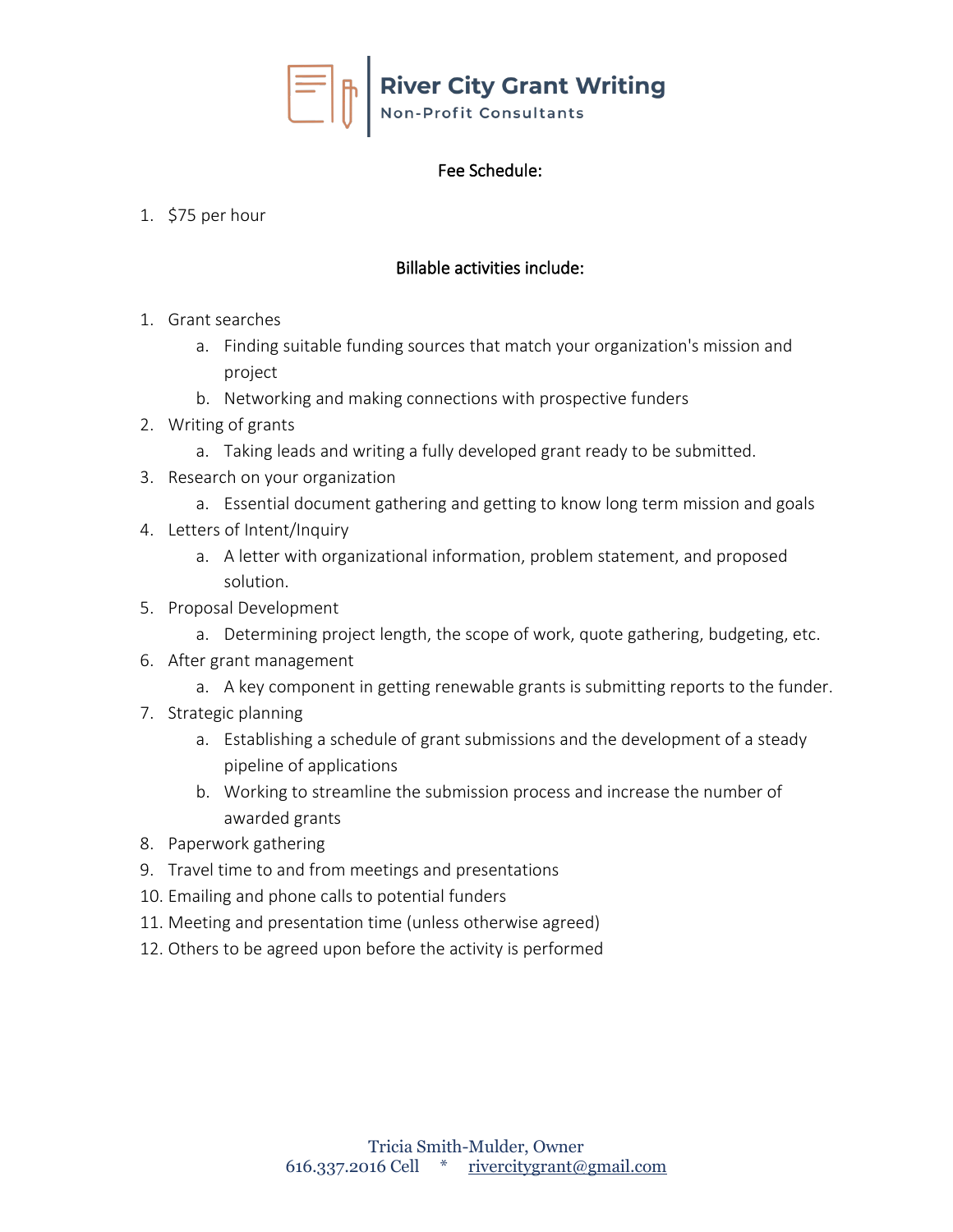# River City Grant Writing

Non-Profit Consultants

## Fee Schedule:

1. $75 per hour

## Billable activities include:

1. Grant searches
   a. Finding suitable funding sources that match your organization's mission and project
   b. Networking and making connections with prospective funders
2. Writing of grants
   a. Taking leads and writing a fully developed grant ready to be submitted.
3. Research on your organization
   a. Essential document gathering and getting to know long term mission and goals
4. Letters of Intent/Inquiry
   a. A letter with organizational information, problem statement, and proposed solution.
5. Proposal Development
   a. Determining project length, the scope of work, quote gathering, budgeting, etc.
6. After grant management
   a. A key component in getting renewable grants is submitting reports to the funder.
7. Strategic planning
   a. Establishing a schedule of grant submissions and the development of a steady pipeline of applications
   b. Working to streamline the submission process and increase the number of awarded grants
8. Paperwork gathering
9. Travel time to and from meetings and presentations
10. Emailing and phone calls to potential funders
11. Meeting and presentation time (unless otherwise agreed)
12. Others to be agreed upon before the activity is performed

Tricia Smith-Mulder, Owner
616.337.2016 Cell * rivercitygrant@gmail.com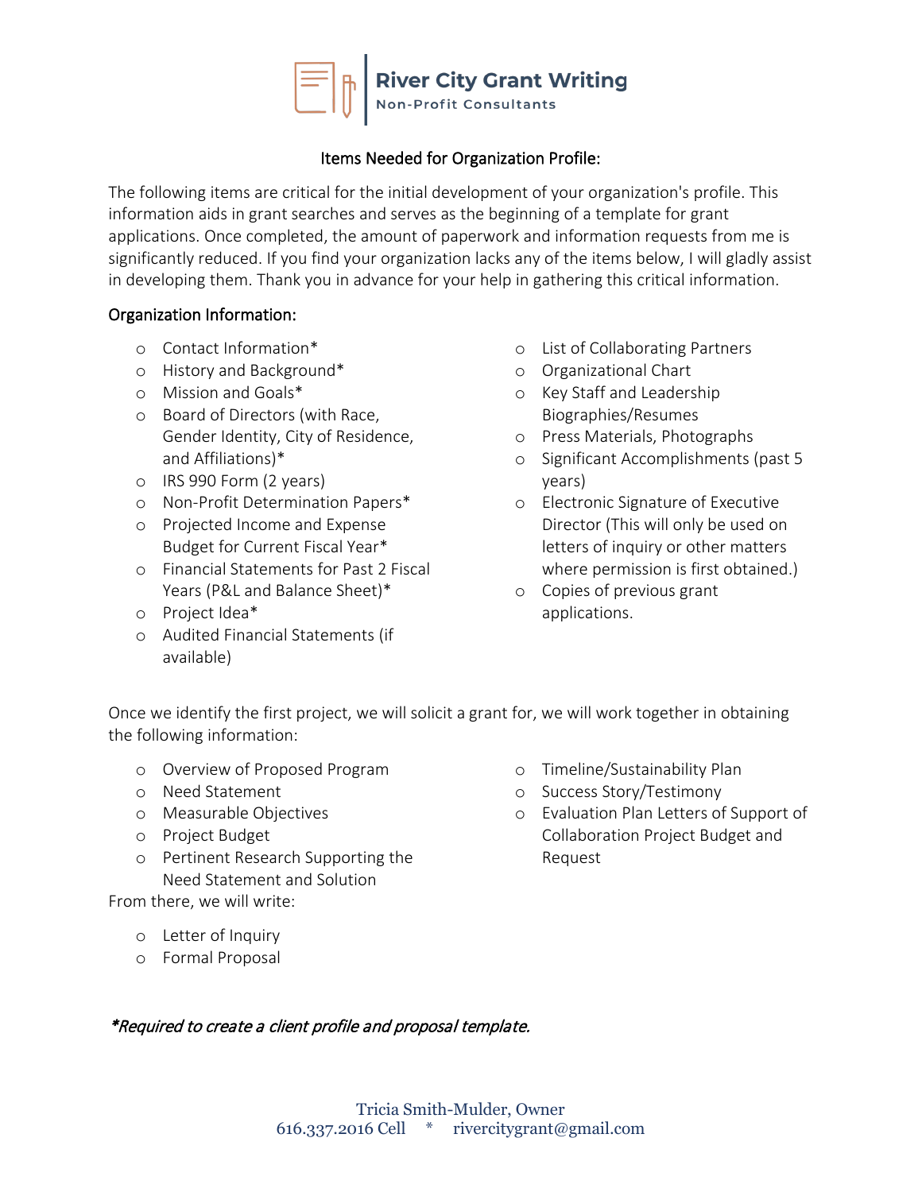# River City Grant Writing

**Non-Profit Consultants**

## Items Needed for Organization Profile:

The following items are critical for the initial development of your organization's profile. This information aids in grant searches and serves as the beginning of a template for grant applications. Once completed, the amount of paperwork and information requests from me is significantly reduced. If you find your organization lacks any of the items below, I will gladly assist in developing them. Thank you in advance for your help in gathering this critical information.

### Organization Information:

- Contact Information*
- History and Background*
- Mission and Goals*
- Board of Directors (with Race, Gender Identity, City of Residence, and Affiliations)*
- IRS 990 Form (2 years)
- Non-Profit Determination Papers*
- Projected Income and Expense Budget for Current Fiscal Year*
- Financial Statements for Past 2 Fiscal Years (P&L and Balance Sheet)*
- Project Idea*
- Audited Financial Statements (if available)
- List of Collaborating Partners
- Organizational Chart
- Key Staff and Leadership Biographies/Resumes
- Press Materials, Photographs
- Significant Accomplishments (past 5 years)
- Electronic Signature of Executive Director (This will only be used on letters of inquiry or other matters where permission is first obtained.)
- Copies of previous grant applications.

Once we identify the first project, we will solicit a grant for, we will work together in obtaining the following information:

- Overview of Proposed Program
- Need Statement
- Measurable Objectives
- Project Budget
- Pertinent Research Supporting the Need Statement and Solution
- Timeline/Sustainability Plan
- Success Story/Testimony
- Evaluation Plan Letters of Support of Collaboration Project Budget and Request

From there, we will write:

- Letter of Inquiry
- Formal Proposal

***Required to create a client profile and proposal template.***

Tricia Smith-Mulder, Owner
616.337.2016 Cell * rivercitygrant@gmail.com